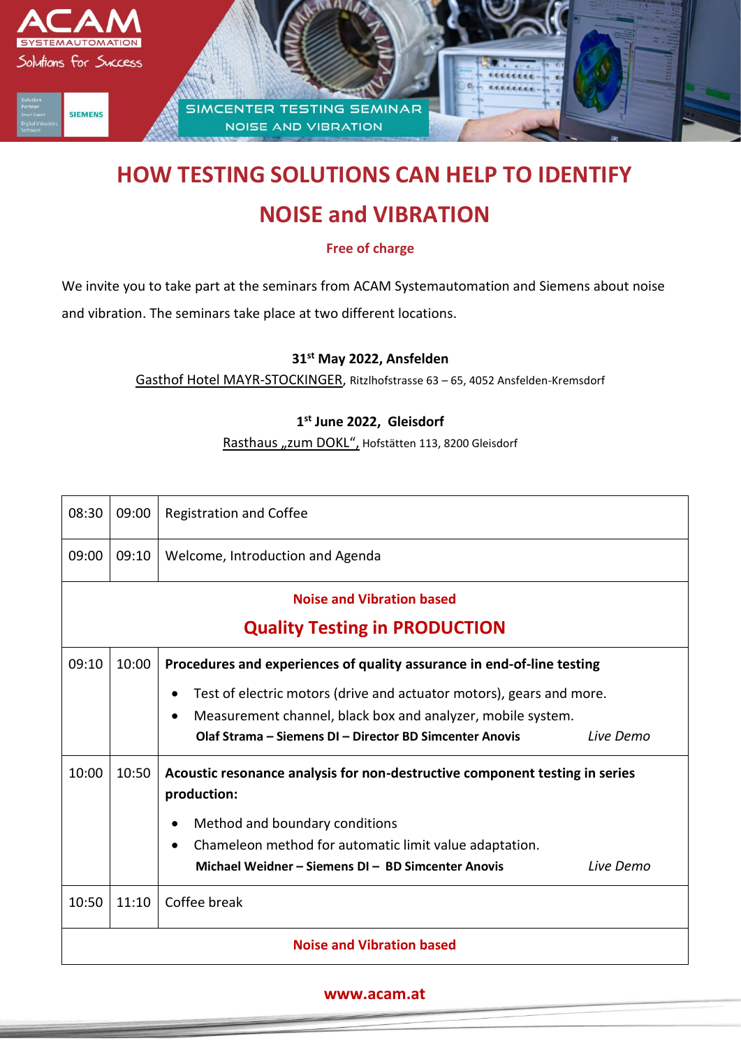SIMCENTER TESTING SEMINAR
NOISE AND VIBRATION

# HOW TESTING SOLUTIONS CAN HELP TO IDENTIFY NOISE and VIBRATION

**Free of charge**

We invite you to take part at the seminars from ACAM Systemautomation and Siemens about noise and vibration. The seminars take place at two different locations.

**31st May 2022, Ansfelden**
Gasthof Hotel MAYR-STOCKINGER, Ritzlhofstrasse 63 – 65, 4052 Ansfelden-Kremsdorf

**1st June 2022, Gleisdorf**
Rasthaus „zum DOKL", Hofstätten 113, 8200 Gleisdorf

| | | |
|---|---|---|
| 08:30 | 09:00 | Registration and Coffee |
| 09:00 | 09:10 | Welcome, Introduction and Agenda |
| **Noise and Vibration based Quality Testing in PRODUCTION** | | |
| 09:10 | 10:00 | **Procedures and experiences of quality assurance in end-of-line testing**<br>• Test of electric motors (drive and actuator motors), gears and more.<br>• Measurement channel, black box and analyzer, mobile system.<br>**Olaf Strama – Siemens DI – Director BD Simcenter Anovis** *Live Demo* |
| 10:00 | 10:50 | **Acoustic resonance analysis for non-destructive component testing in series production:**<br>• Method and boundary conditions<br>• Chameleon method for automatic limit value adaptation.<br>**Michael Weidner – Siemens DI – BD Simcenter Anovis** *Live Demo* |
| 10:50 | 11:10 | Coffee break |
| **Noise and Vibration based** | | |

**www.acam.at**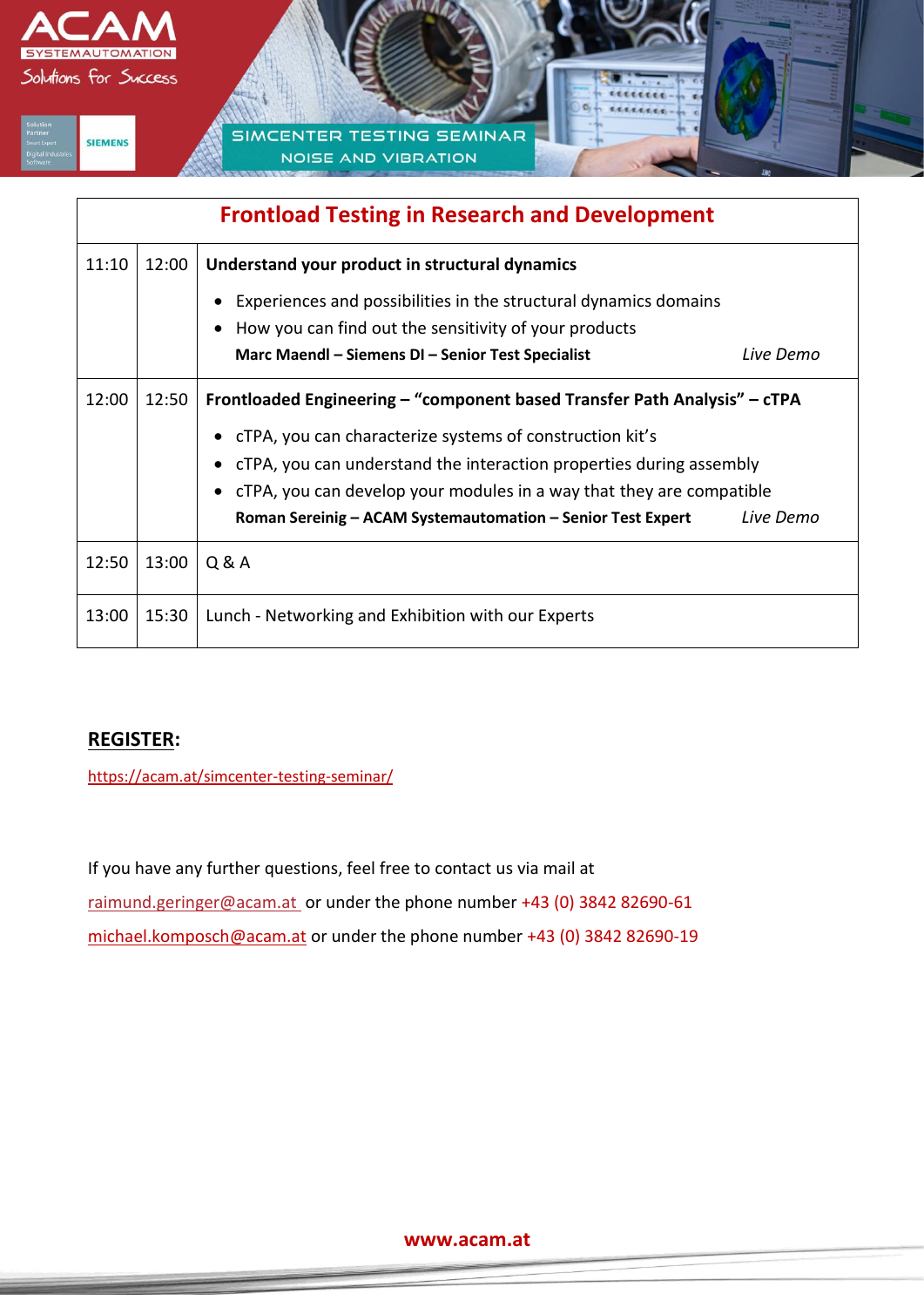| Frontload Testing in Research and Development | | |
|---|---|---|
| 11:10 | 12:00 | **Understand your product in structural dynamics**<br>• Experiences and possibilities in the structural dynamics domains<br>• How you can find out the sensitivity of your products<br>**Marc Maendl – Siemens DI – Senior Test Specialist** *Live Demo* |
| 12:00 | 12:50 | **Frontloaded Engineering – "component based Transfer Path Analysis" – cTPA**<br>• cTPA, you can characterize systems of construction kit's<br>• cTPA, you can understand the interaction properties during assembly<br>• cTPA, you can develop your modules in a way that they are compatible<br>**Roman Sereinig – ACAM Systemautomation – Senior Test Expert** *Live Demo* |
| 12:50 | 13:00 | Q & A |
| 13:00 | 15:30 | Lunch - Networking and Exhibition with our Experts |

**REGISTER:**

https://acam.at/simcenter-testing-seminar/

If you have any further questions, feel free to contact us via mail at

raimund.geringer@acam.at or under the phone number +43 (0) 3842 82690-61

michael.komposch@acam.at or under the phone number +43 (0) 3842 82690-19

www.acam.at